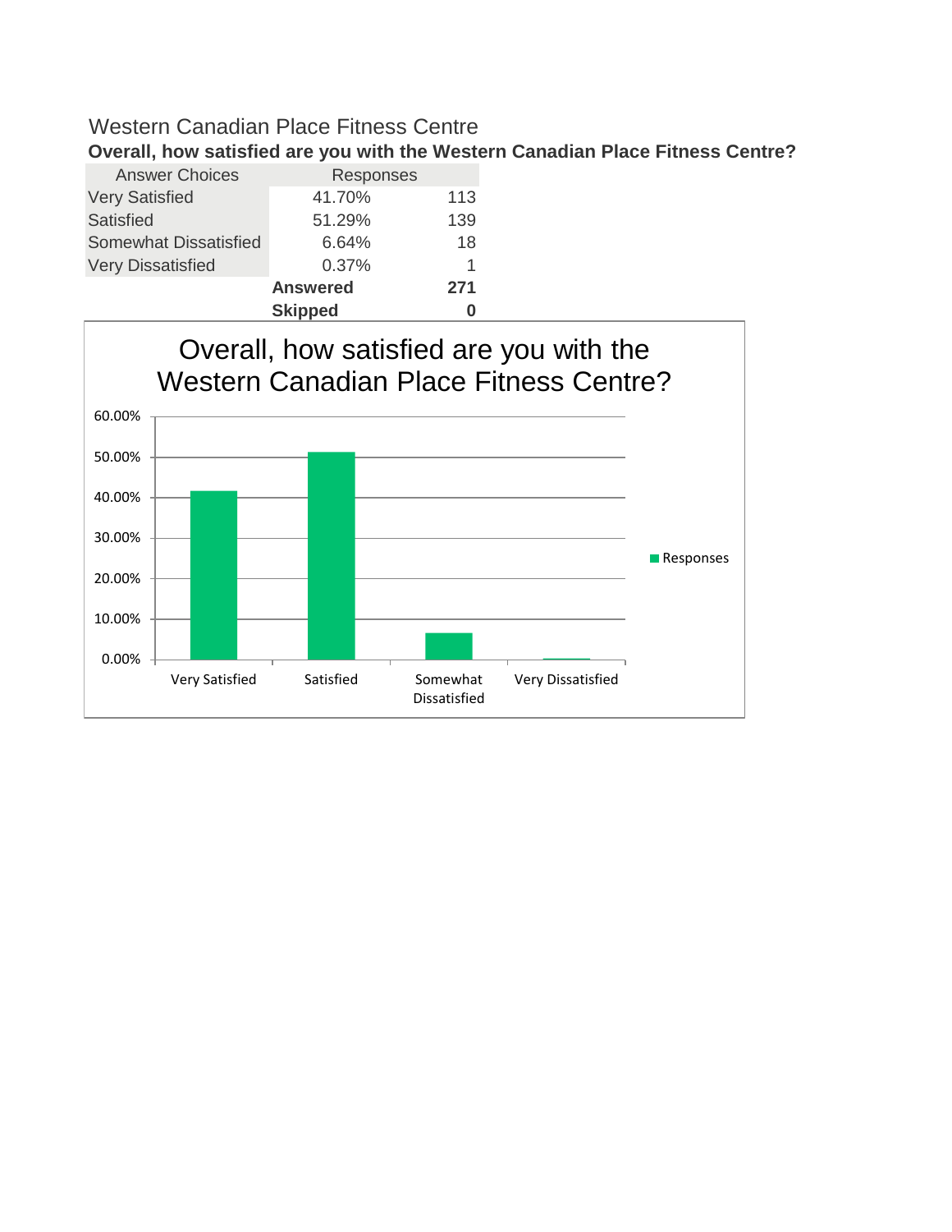# Western Canadian Place Fitness Centre

**Overall, how satisfied are you with the Western Canadian Place Fitness Centre?**

| Answer Choices | Responses | |
|---|---|---|
| Very Satisfied | 41.70% | 113 |
| Satisfied | 51.29% | 139 |
| Somewhat Dissatisfied | 6.64% | 18 |
| Very Dissatisfied | 0.37% | 1 |
| | **Answered** | **271** |
| | **Skipped** | **0** |

Overall, how satisfied are you with the Western Canadian Place Fitness Centre?

| Category | Responses |
|---|---|
| Very Satisfied | 41.70% |
| Satisfied | 51.29% |
| Somewhat Dissatisfied | 6.64% |
| Very Dissatisfied | 0.37% |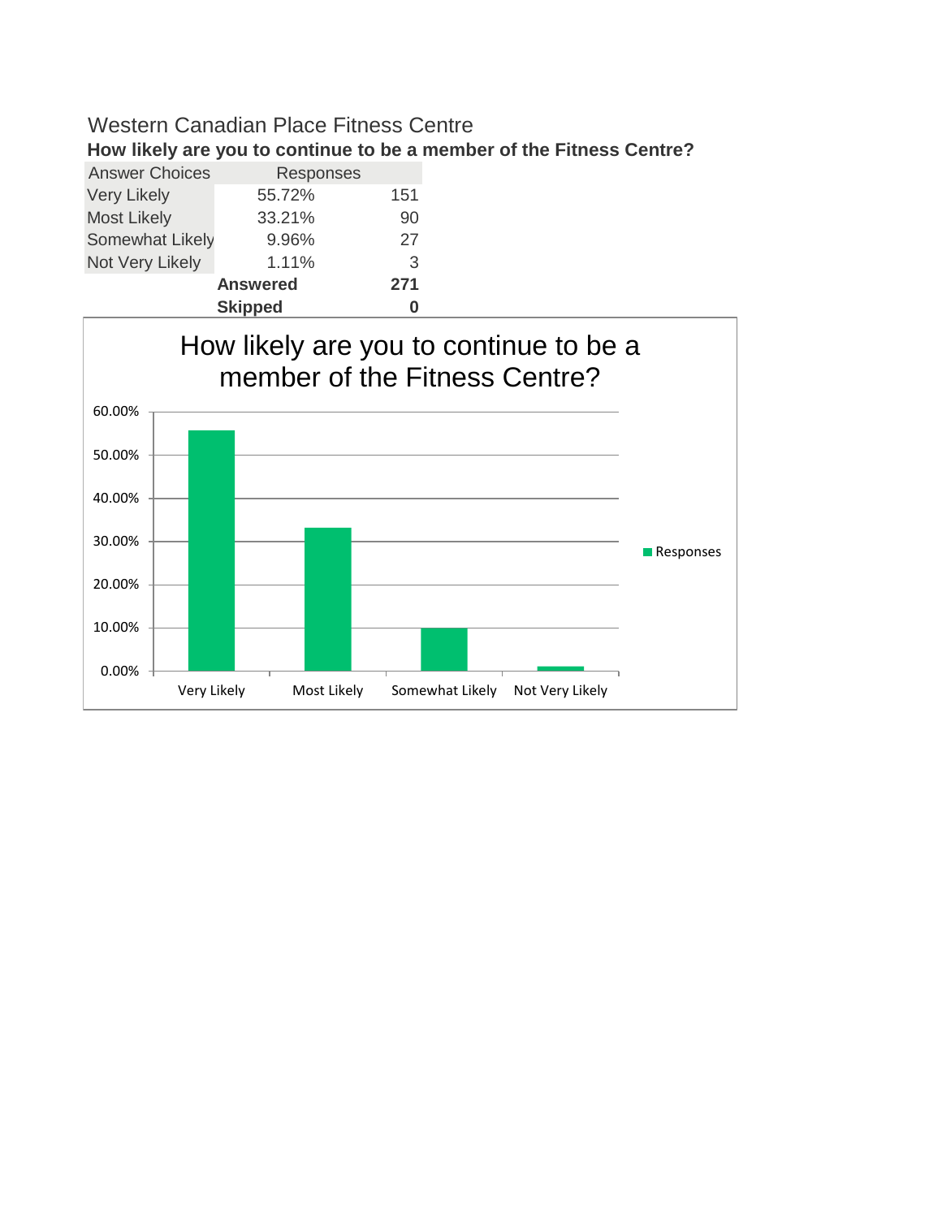Western Canadian Place Fitness Centre

**How likely are you to continue to be a member of the Fitness Centre?**

| Answer Choices | Responses | |
|---|---|---|
| Very Likely | 55.72% | 151 |
| Most Likely | 33.21% | 90 |
| Somewhat Likely | 9.96% | 27 |
| Not Very Likely | 1.11% | 3 |
| | **Answered** | **271** |
| | **Skipped** | **0** |

How likely are you to continue to be a member of the Fitness Centre?

| | Responses |
|---|---|
| Very Likely | 55.72% |
| Most Likely | 33.21% |
| Somewhat Likely | 9.96% |
| Not Very Likely | 1.11% |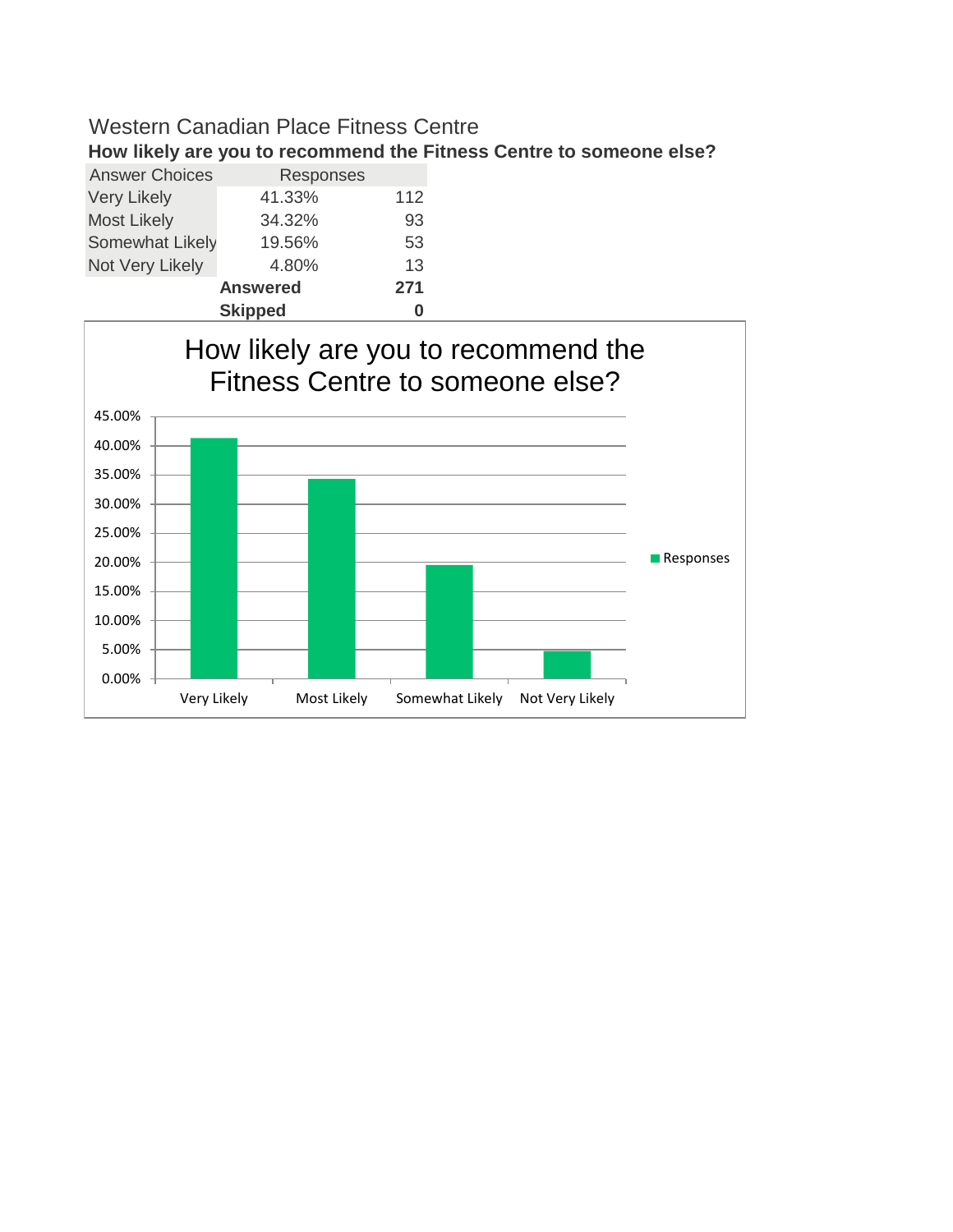Western Canadian Place Fitness Centre

**How likely are you to recommend the Fitness Centre to someone else?**

| Answer Choices | Responses | |
|---|---|---|
| Very Likely | 41.33% | 112 |
| Most Likely | 34.32% | 93 |
| Somewhat Likely | 19.56% | 53 |
| Not Very Likely | 4.80% | 13 |
| | **Answered** | **271** |
| | **Skipped** | **0** |

How likely are you to recommend the Fitness Centre to someone else?

| | Responses |
|---|---|
| Very Likely | 41.33% |
| Most Likely | 34.32% |
| Somewhat Likely | 19.56% |
| Not Very Likely | 4.80% |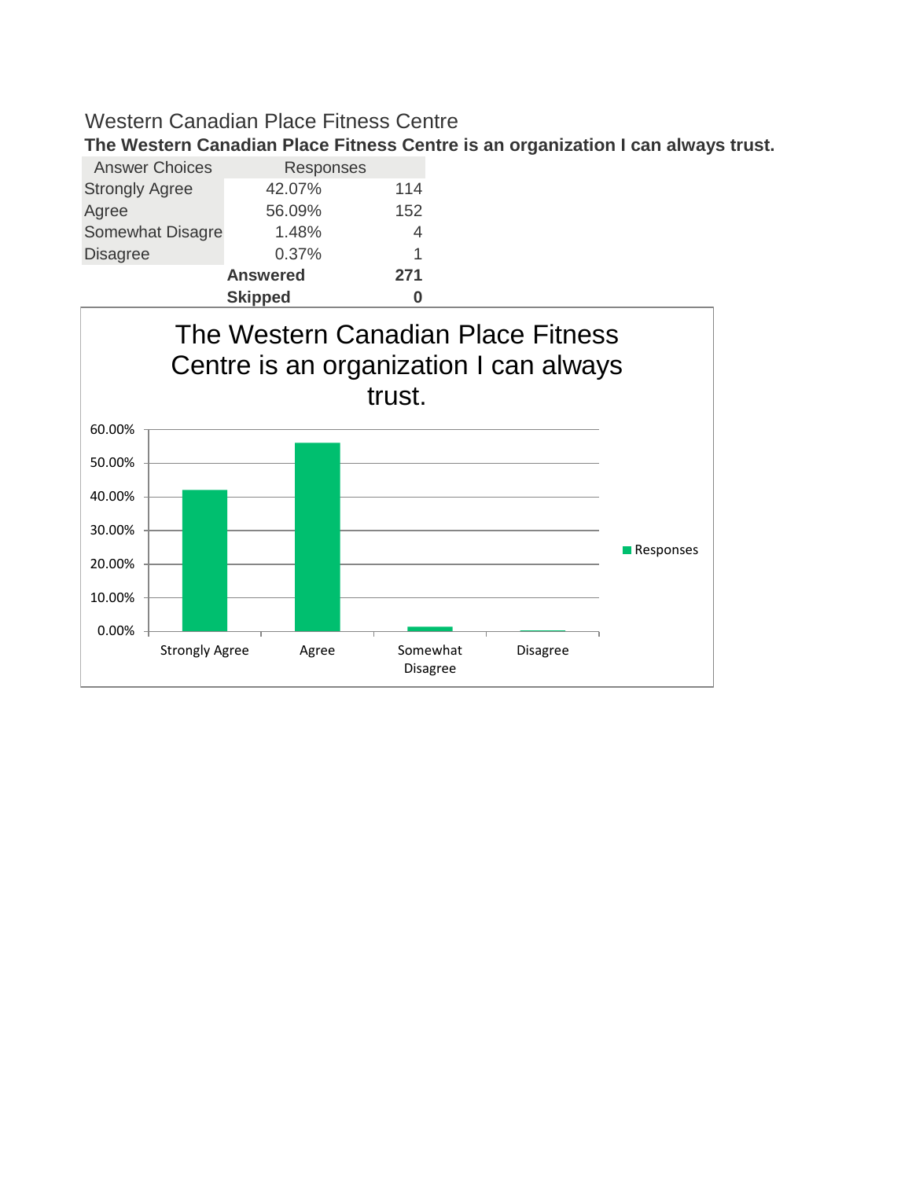Western Canadian Place Fitness Centre

**The Western Canadian Place Fitness Centre is an organization I can always trust.**

| Answer Choices | Responses | |
|---|---|---|
| Strongly Agree | 42.07% | 114 |
| Agree | 56.09% | 152 |
| Somewhat Disagre | 1.48% | 4 |
| Disagree | 0.37% | 1 |
| | **Answered** | **271** |
| | **Skipped** | **0** |

The Western Canadian Place Fitness Centre is an organization I can always trust.

| | Responses |
|---|---|
| Strongly Agree | 42.07% |
| Agree | 56.09% |
| Somewhat Disagree | 1.48% |
| Disagree | 0.37% |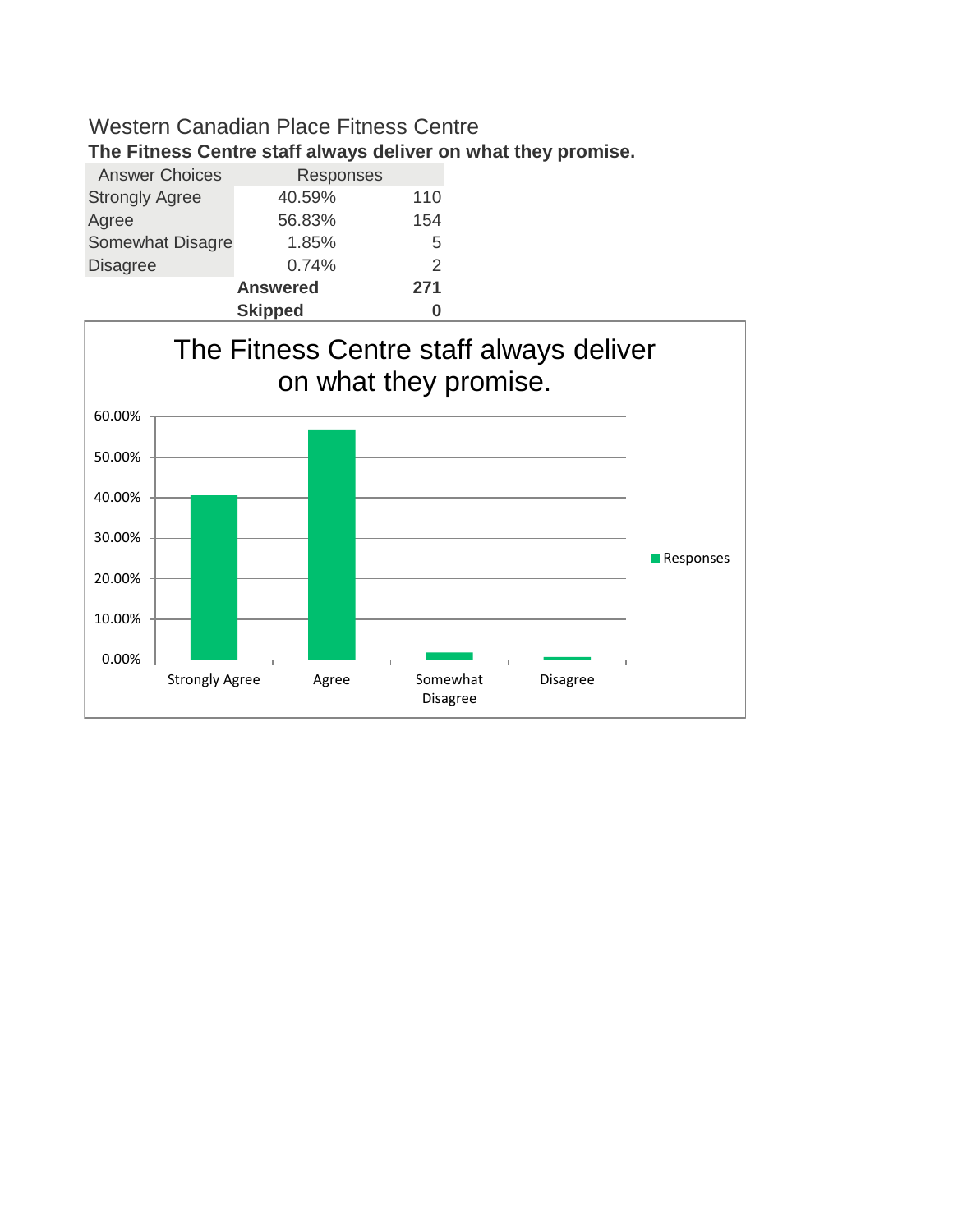Western Canadian Place Fitness Centre

**The Fitness Centre staff always deliver on what they promise.**

| Answer Choices | Responses | |
|---|---|---|
| Strongly Agree | 40.59% | 110 |
| Agree | 56.83% | 154 |
| Somewhat Disagre | 1.85% | 5 |
| Disagree | 0.74% | 2 |
| | **Answered** | **271** |
| | **Skipped** | **0** |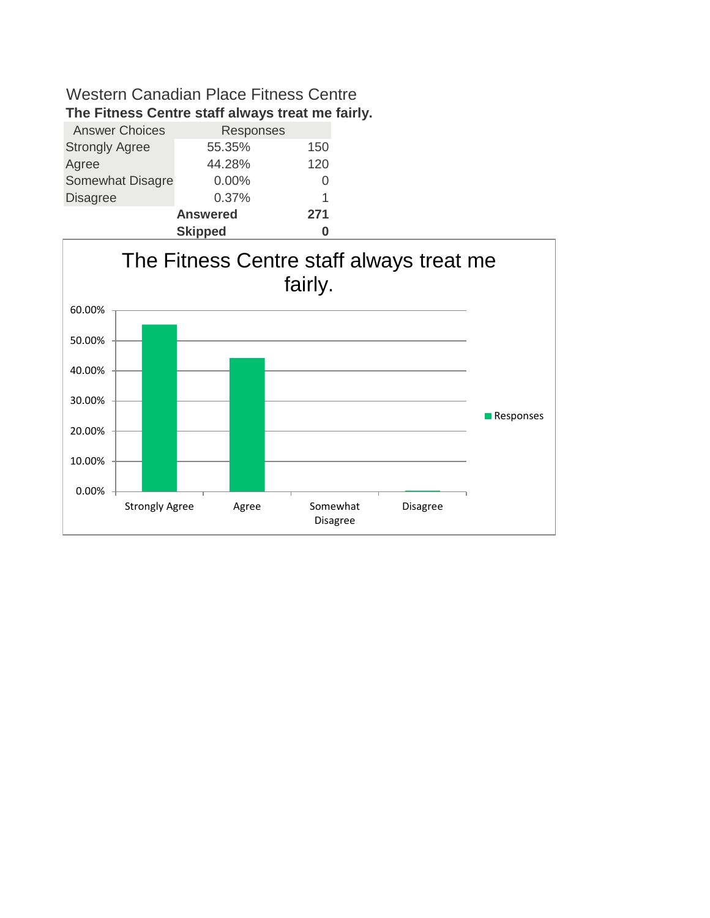Western Canadian Place Fitness Centre

**The Fitness Centre staff always treat me fairly.**

| Answer Choices | Responses | |
|---|---|---|
| Strongly Agree | 55.35% | 150 |
| Agree | 44.28% | 120 |
| Somewhat Disagre | 0.00% | 0 |
| Disagree | 0.37% | 1 |
| | **Answered** | **271** |
| | **Skipped** | **0** |

The Fitness Centre staff always treat me fairly.

| Answer Choice | Responses |
|---|---|
| Strongly Agree | 55.35% |
| Agree | 44.28% |
| Somewhat Disagree | 0.00% |
| Disagree | 0.37% |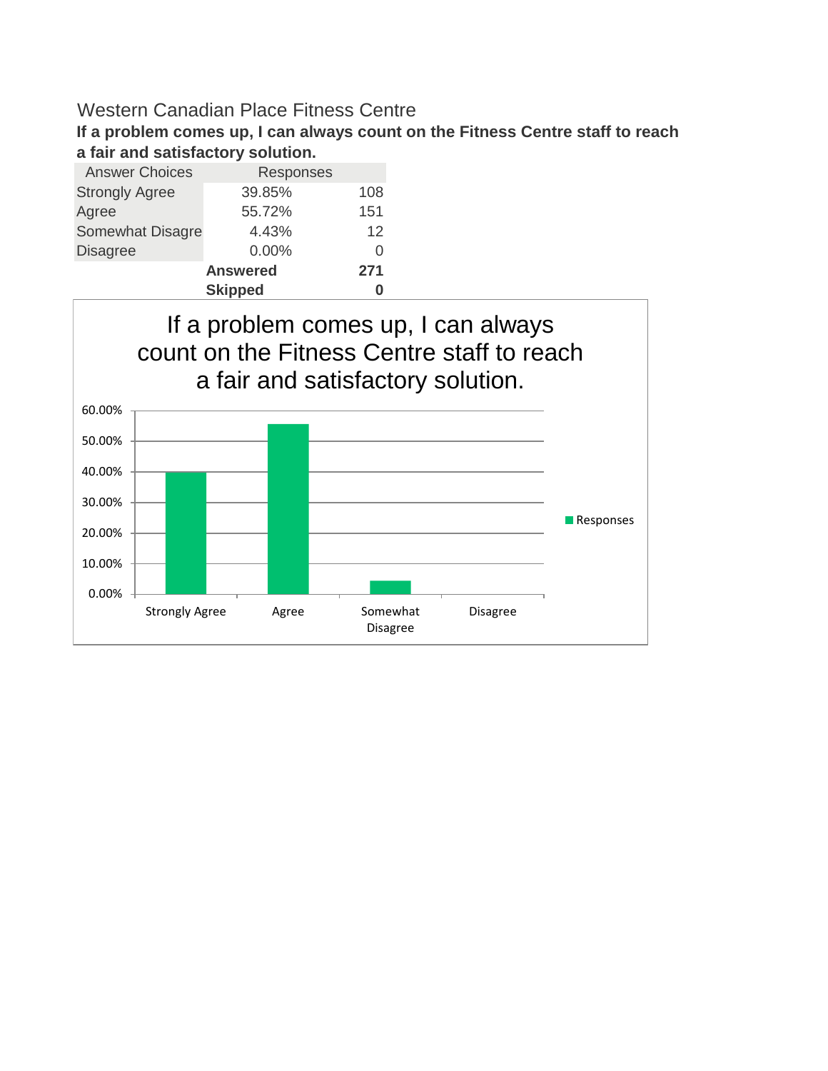Western Canadian Place Fitness Centre

**If a problem comes up, I can always count on the Fitness Centre staff to reach a fair and satisfactory solution.**

| Answer Choices | Responses | |
|---|---|---|
| Strongly Agree | 39.85% | 108 |
| Agree | 55.72% | 151 |
| Somewhat Disagre | 4.43% | 12 |
| Disagree | 0.00% | 0 |
| | **Answered** | **271** |
| | **Skipped** | **0** |

If a problem comes up, I can always count on the Fitness Centre staff to reach a fair and satisfactory solution.

| | Responses |
|---|---|
| Strongly Agree | 39.85% |
| Agree | 55.72% |
| Somewhat Disagree | 4.43% |
| Disagree | 0.00% |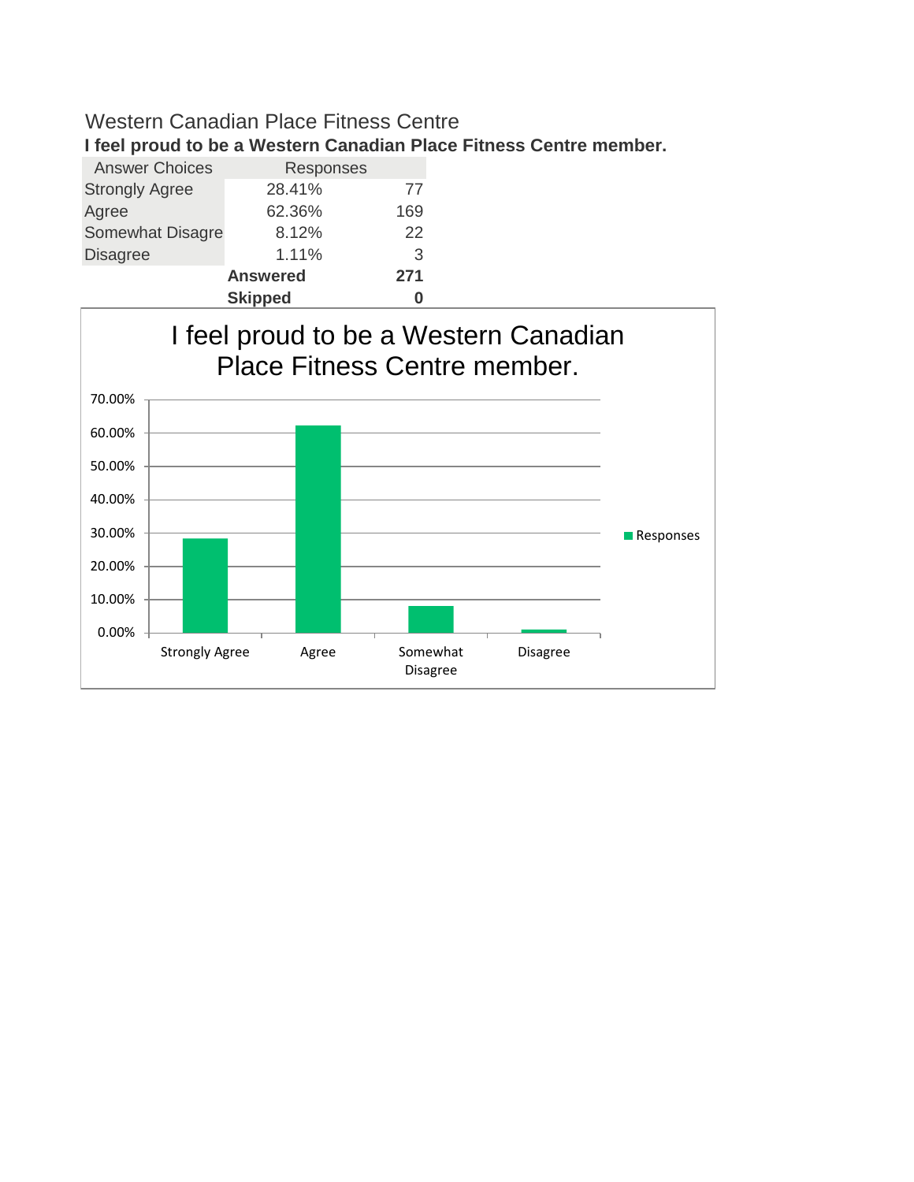Western Canadian Place Fitness Centre

**I feel proud to be a Western Canadian Place Fitness Centre member.**

| Answer Choices | Responses | |
|---|---|---|
| Strongly Agree | 28.41% | 77 |
| Agree | 62.36% | 169 |
| Somewhat Disagre | 8.12% | 22 |
| Disagree | 1.11% | 3 |
| | **Answered** | **271** |
| | **Skipped** | **0** |

I feel proud to be a Western Canadian Place Fitness Centre member.

| | Responses |
|---|---|
| Strongly Agree | 28.41% |
| Agree | 62.36% |
| Somewhat Disagree | 8.12% |
| Disagree | 1.11% |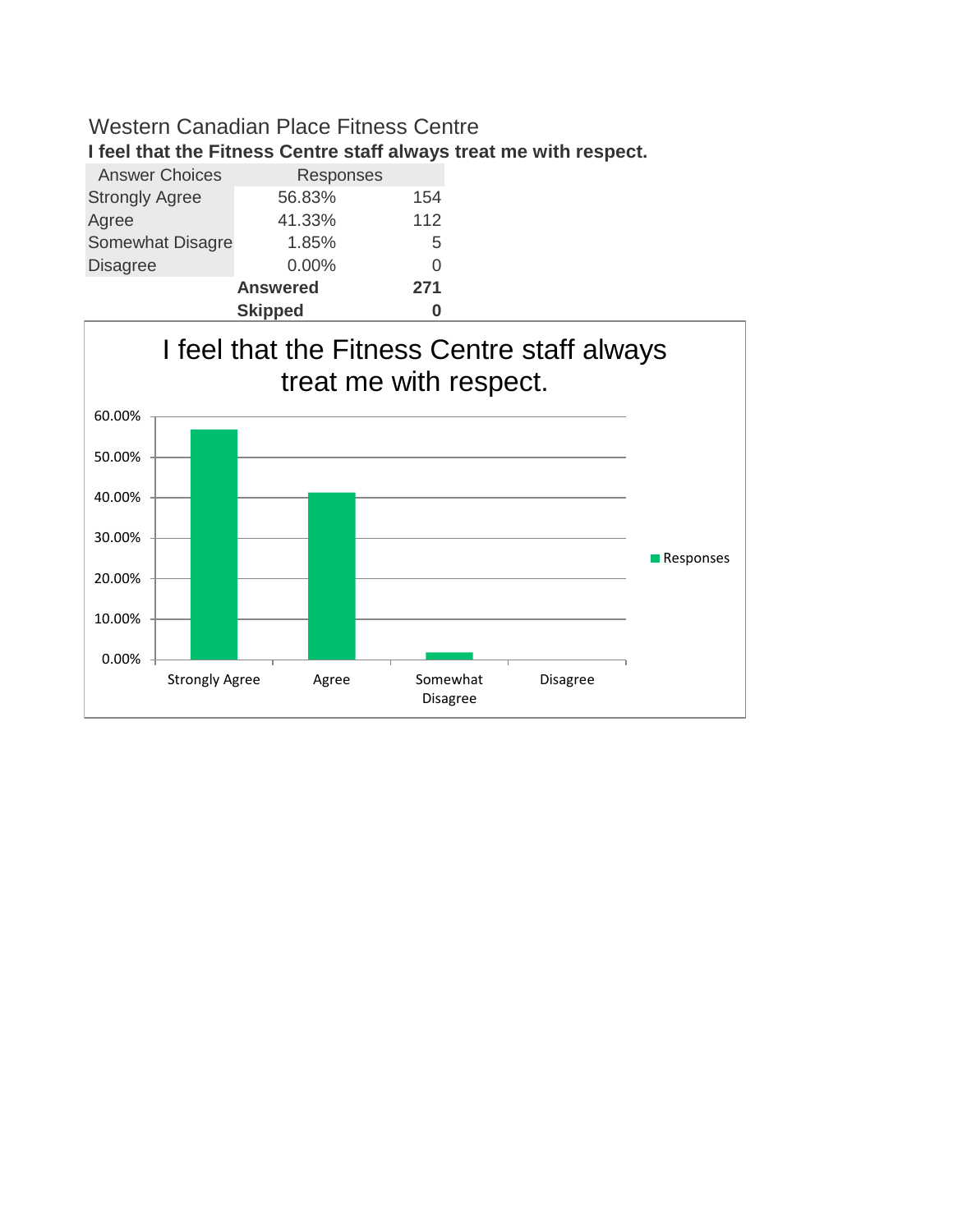Western Canadian Place Fitness Centre

**I feel that the Fitness Centre staff always treat me with respect.**

| Answer Choices | Responses | |
|---|---|---|
| Strongly Agree | 56.83% | 154 |
| Agree | 41.33% | 112 |
| Somewhat Disagre | 1.85% | 5 |
| Disagree | 0.00% | 0 |
| | **Answered** | **271** |
| | **Skipped** | **0** |

I feel that the Fitness Centre staff always treat me with respect.

| | Responses |
|---|---|
| Strongly Agree | 56.83% |
| Agree | 41.33% |
| Somewhat Disagree | 1.85% |
| Disagree | 0.00% |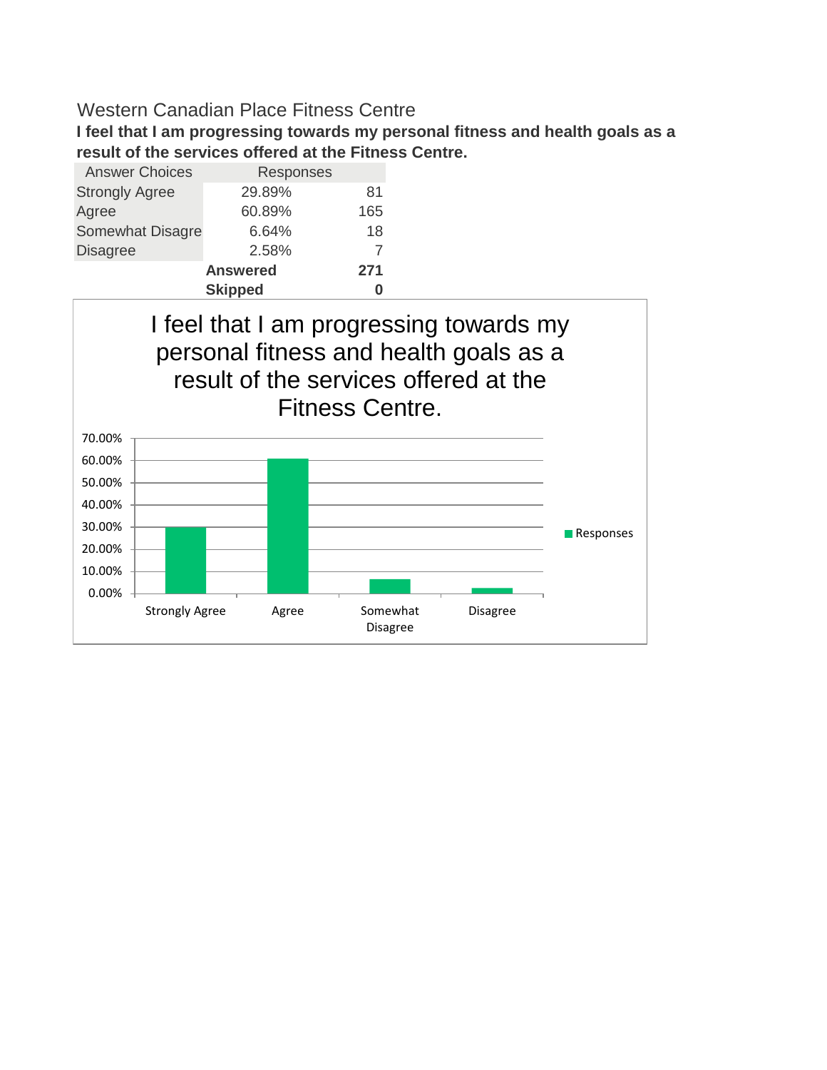Western Canadian Place Fitness Centre

**I feel that I am progressing towards my personal fitness and health goals as a result of the services offered at the Fitness Centre.**

| Answer Choices | Responses | |
|---|---|---|
| Strongly Agree | 29.89% | 81 |
| Agree | 60.89% | 165 |
| Somewhat Disagre | 6.64% | 18 |
| Disagree | 2.58% | 7 |
| | **Answered** | **271** |
| | **Skipped** | **0** |

I feel that I am progressing towards my personal fitness and health goals as a result of the services offered at the Fitness Centre.

| | Responses |
|---|---|
| Strongly Agree | 29.89% |
| Agree | 60.89% |
| Somewhat Disagree | 6.64% |
| Disagree | 2.58% |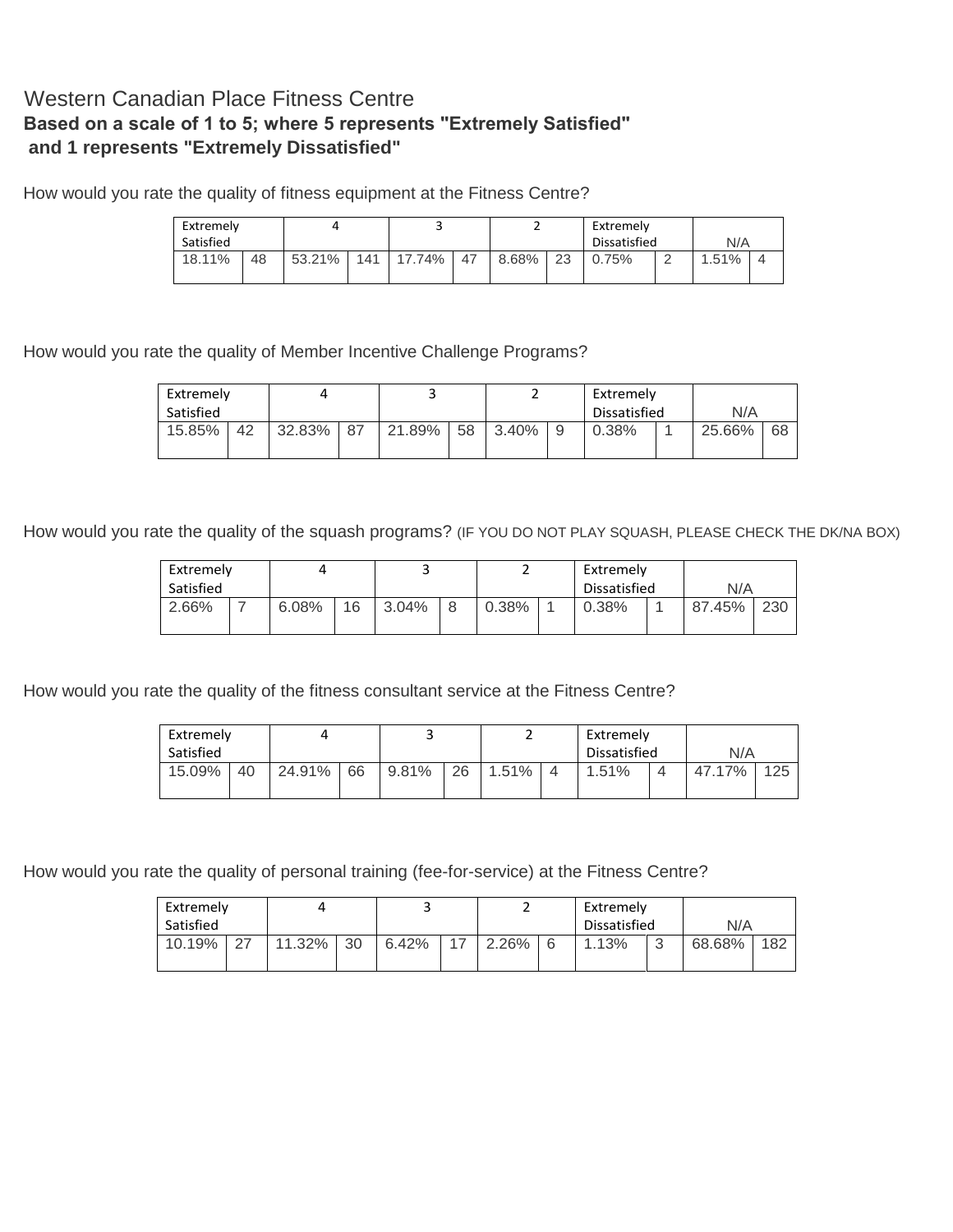# Western Canadian Place Fitness Centre

**Based on a scale of 1 to 5; where 5 represents "Extremely Satisfied" and 1 represents "Extremely Dissatisfied"**

How would you rate the quality of fitness equipment at the Fitness Centre?

| Extremely Satisfied | | 4 | | 3 | | 2 | | Extremely Dissatisfied | | N/A | |
|---|---|---|---|---|---|---|---|---|---|---|---|
| 18.11% | 48 | 53.21% | 141 | 17.74% | 47 | 8.68% | 23 | 0.75% | 2 | 1.51% | 4 |

How would you rate the quality of Member Incentive Challenge Programs?

| Extremely Satisfied | | 4 | | 3 | | 2 | | Extremely Dissatisfied | | N/A | |
|---|---|---|---|---|---|---|---|---|---|---|---|
| 15.85% | 42 | 32.83% | 87 | 21.89% | 58 | 3.40% | 9 | 0.38% | 1 | 25.66% | 68 |

How would you rate the quality of the squash programs? (IF YOU DO NOT PLAY SQUASH, PLEASE CHECK THE DK/NA BOX)

| Extremely Satisfied | | 4 | | 3 | | 2 | | Extremely Dissatisfied | | N/A | |
|---|---|---|---|---|---|---|---|---|---|---|---|
| 2.66% | 7 | 6.08% | 16 | 3.04% | 8 | 0.38% | 1 | 0.38% | 1 | 87.45% | 230 |

How would you rate the quality of the fitness consultant service at the Fitness Centre?

| Extremely Satisfied | | 4 | | 3 | | 2 | | Extremely Dissatisfied | | N/A | |
|---|---|---|---|---|---|---|---|---|---|---|---|
| 15.09% | 40 | 24.91% | 66 | 9.81% | 26 | 1.51% | 4 | 1.51% | 4 | 47.17% | 125 |

How would you rate the quality of personal training (fee-for-service) at the Fitness Centre?

| Extremely Satisfied | | 4 | | 3 | | 2 | | Extremely Dissatisfied | | N/A | |
|---|---|---|---|---|---|---|---|---|---|---|---|
| 10.19% | 27 | 11.32% | 30 | 6.42% | 17 | 2.26% | 6 | 1.13% | 3 | 68.68% | 182 |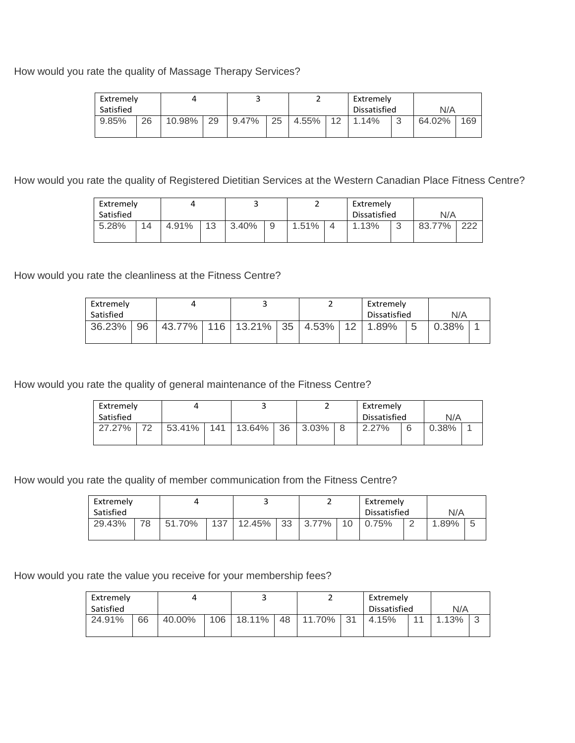How would you rate the quality of Massage Therapy Services?

| Extremely Satisfied | | 4 | | 3 | | 2 | | Extremely Dissatisfied | | N/A | |
|---|---|---|---|---|---|---|---|---|---|---|---|
| 9.85% | 26 | 10.98% | 29 | 9.47% | 25 | 4.55% | 12 | 1.14% | 3 | 64.02% | 169 |

How would you rate the quality of Registered Dietitian Services at the Western Canadian Place Fitness Centre?

| Extremely Satisfied | | 4 | | 3 | | 2 | | Extremely Dissatisfied | | N/A | |
|---|---|---|---|---|---|---|---|---|---|---|---|
| 5.28% | 14 | 4.91% | 13 | 3.40% | 9 | 1.51% | 4 | 1.13% | 3 | 83.77% | 222 |

How would you rate the cleanliness at the Fitness Centre?

| Extremely Satisfied | | 4 | | 3 | | 2 | | Extremely Dissatisfied | | N/A | |
|---|---|---|---|---|---|---|---|---|---|---|---|
| 36.23% | 96 | 43.77% | 116 | 13.21% | 35 | 4.53% | 12 | 1.89% | 5 | 0.38% | 1 |

How would you rate the quality of general maintenance of the Fitness Centre?

| Extremely Satisfied | | 4 | | 3 | | 2 | | Extremely Dissatisfied | | N/A | |
|---|---|---|---|---|---|---|---|---|---|---|---|
| 27.27% | 72 | 53.41% | 141 | 13.64% | 36 | 3.03% | 8 | 2.27% | 6 | 0.38% | 1 |

How would you rate the quality of member communication from the Fitness Centre?

| Extremely Satisfied | | 4 | | 3 | | 2 | | Extremely Dissatisfied | | N/A | |
|---|---|---|---|---|---|---|---|---|---|---|---|
| 29.43% | 78 | 51.70% | 137 | 12.45% | 33 | 3.77% | 10 | 0.75% | 2 | 1.89% | 5 |

How would you rate the value you receive for your membership fees?

| Extremely Satisfied | | 4 | | 3 | | 2 | | Extremely Dissatisfied | | N/A | |
|---|---|---|---|---|---|---|---|---|---|---|---|
| 24.91% | 66 | 40.00% | 106 | 18.11% | 48 | 11.70% | 31 | 4.15% | 11 | 1.13% | 3 |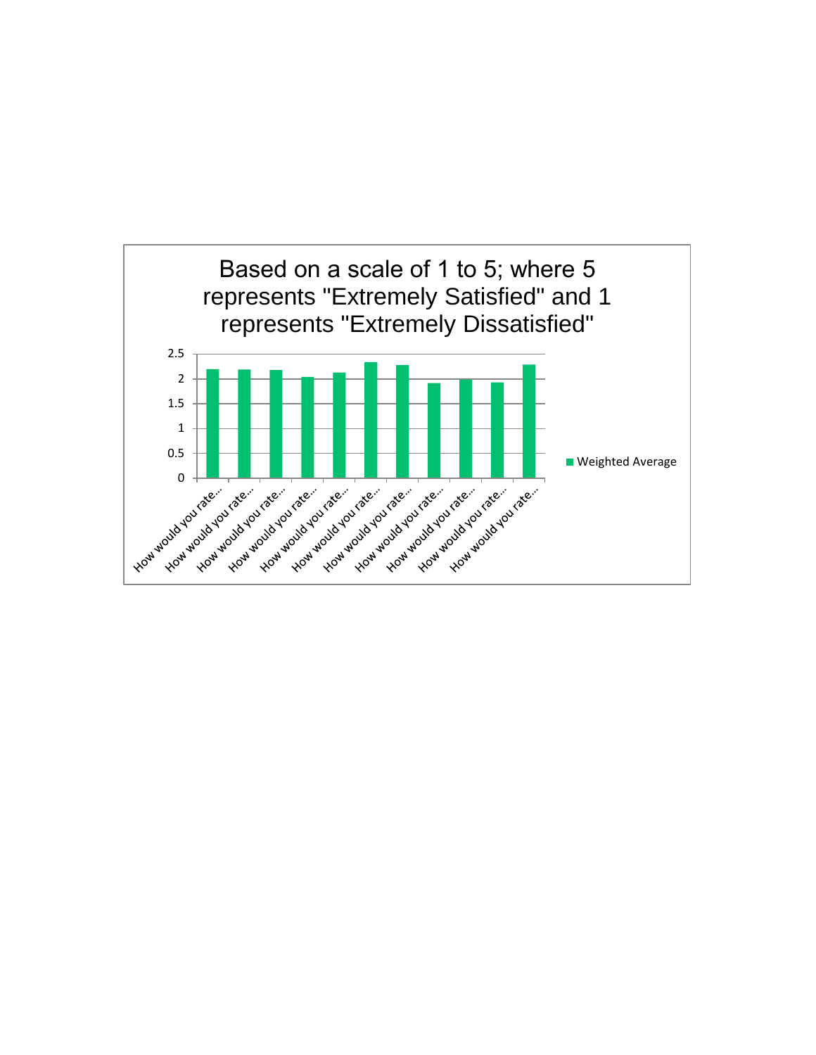Based on a scale of 1 to 5; where 5 represents "Extremely Satisfied" and 1 represents "Extremely Dissatisfied"

| Category | Weighted Average |
| --- | --- |
| How would you rate... | ~2.2 |
| How would you rate... | ~2.19 |
| How would you rate... | ~2.18 |
| How would you rate... | ~2.04 |
| How would you rate... | ~2.13 |
| How would you rate... | ~2.34 |
| How would you rate... | ~2.28 |
| How would you rate... | ~1.92 |
| How would you rate... | ~1.99 |
| How would you rate... | ~1.93 |
| How would you rate... | ~2.29 |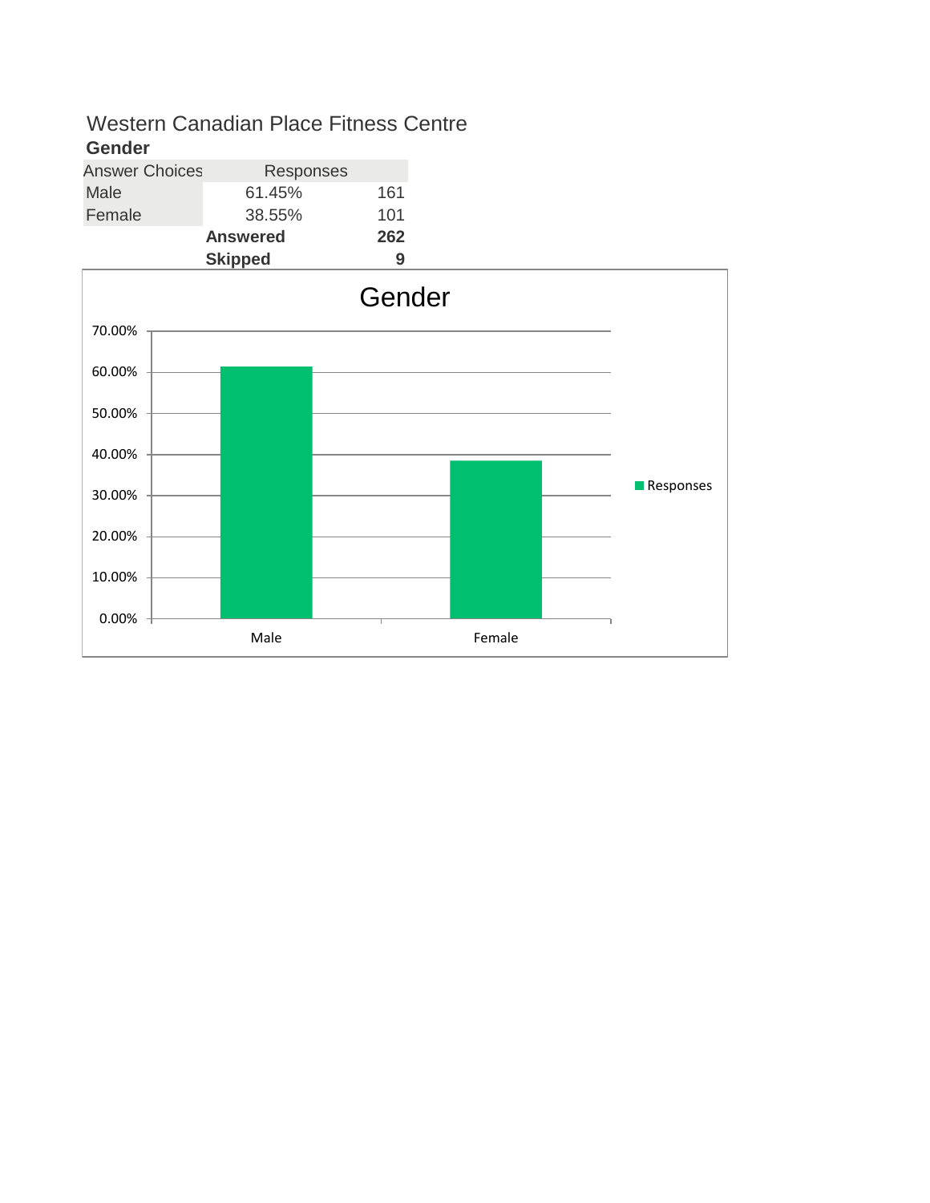# Western Canadian Place Fitness Centre

## Gender

| Answer Choices | Responses | |
|---|---|---|
| Male | 61.45% | 161 |
| Female | 38.55% | 101 |
| | **Answered** | **262** |
| | **Skipped** | **9** |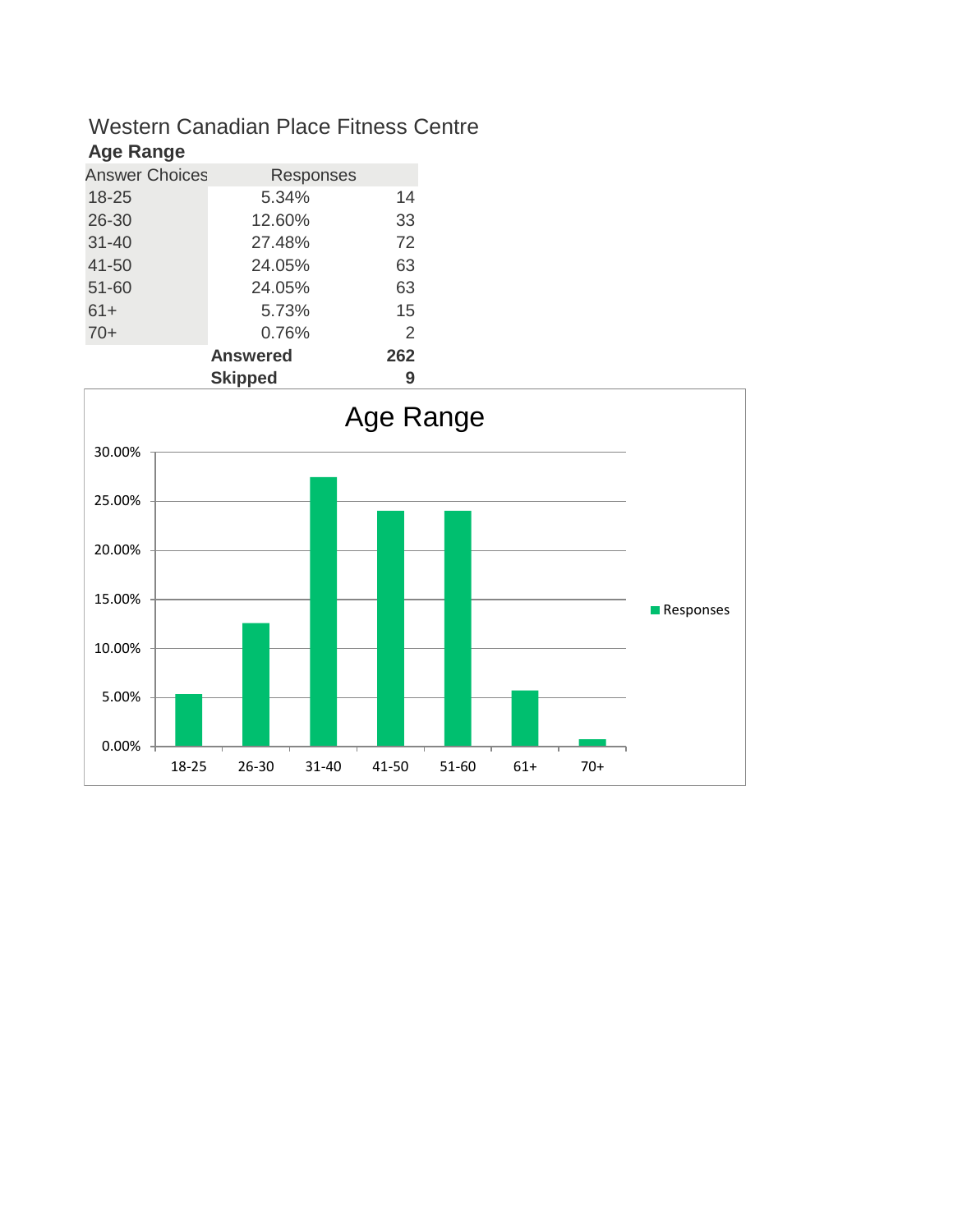# Western Canadian Place Fitness Centre

## Age Range

| Answer Choices | Responses | |
|---|---|---|
| 18-25 | 5.34% | 14 |
| 26-30 | 12.60% | 33 |
| 31-40 | 27.48% | 72 |
| 41-50 | 24.05% | 63 |
| 51-60 | 24.05% | 63 |
| 61+ | 5.73% | 15 |
| 70+ | 0.76% | 2 |
| | **Answered** | **262** |
| | **Skipped** | **9** |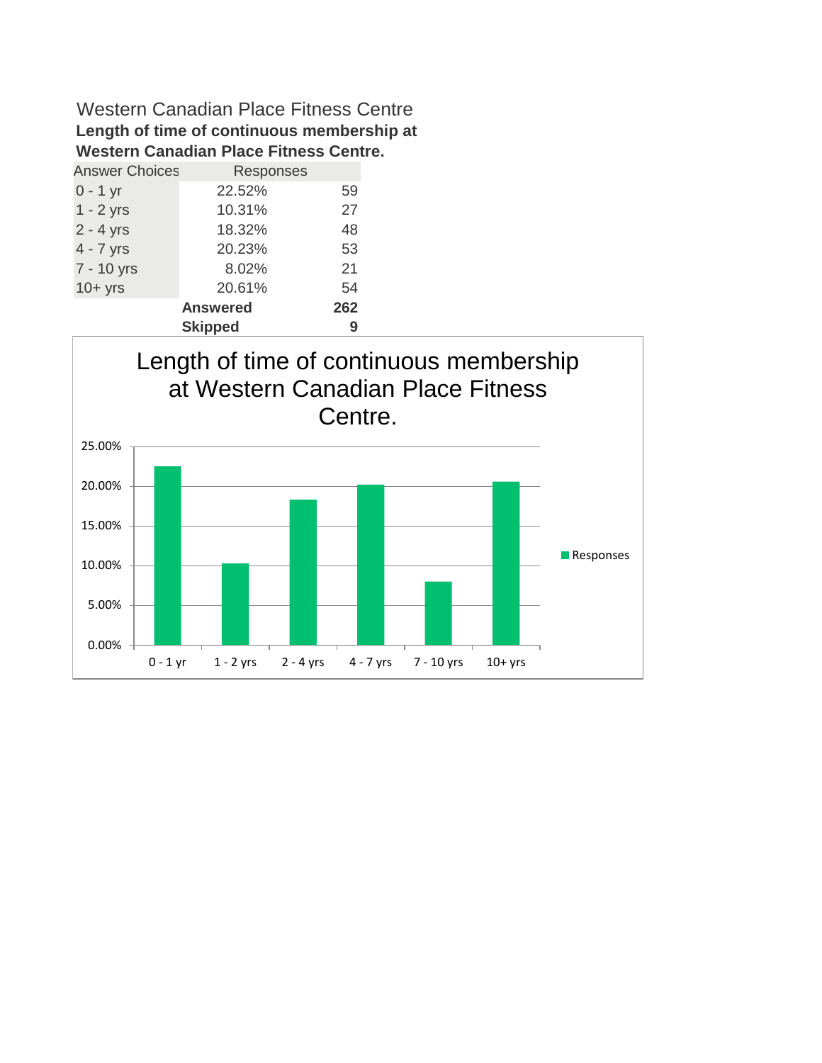Western Canadian Place Fitness Centre

**Length of time of continuous membership at Western Canadian Place Fitness Centre.**

| Answer Choices | Responses | |
|---|---|---|
| 0 - 1 yr | 22.52% | 59 |
| 1 - 2 yrs | 10.31% | 27 |
| 2 - 4 yrs | 18.32% | 48 |
| 4 - 7 yrs | 20.23% | 53 |
| 7 - 10 yrs | 8.02% | 21 |
| 10+ yrs | 20.61% | 54 |
| | **Answered** | **262** |
| | **Skipped** | **9** |

Length of time of continuous membership at Western Canadian Place Fitness Centre.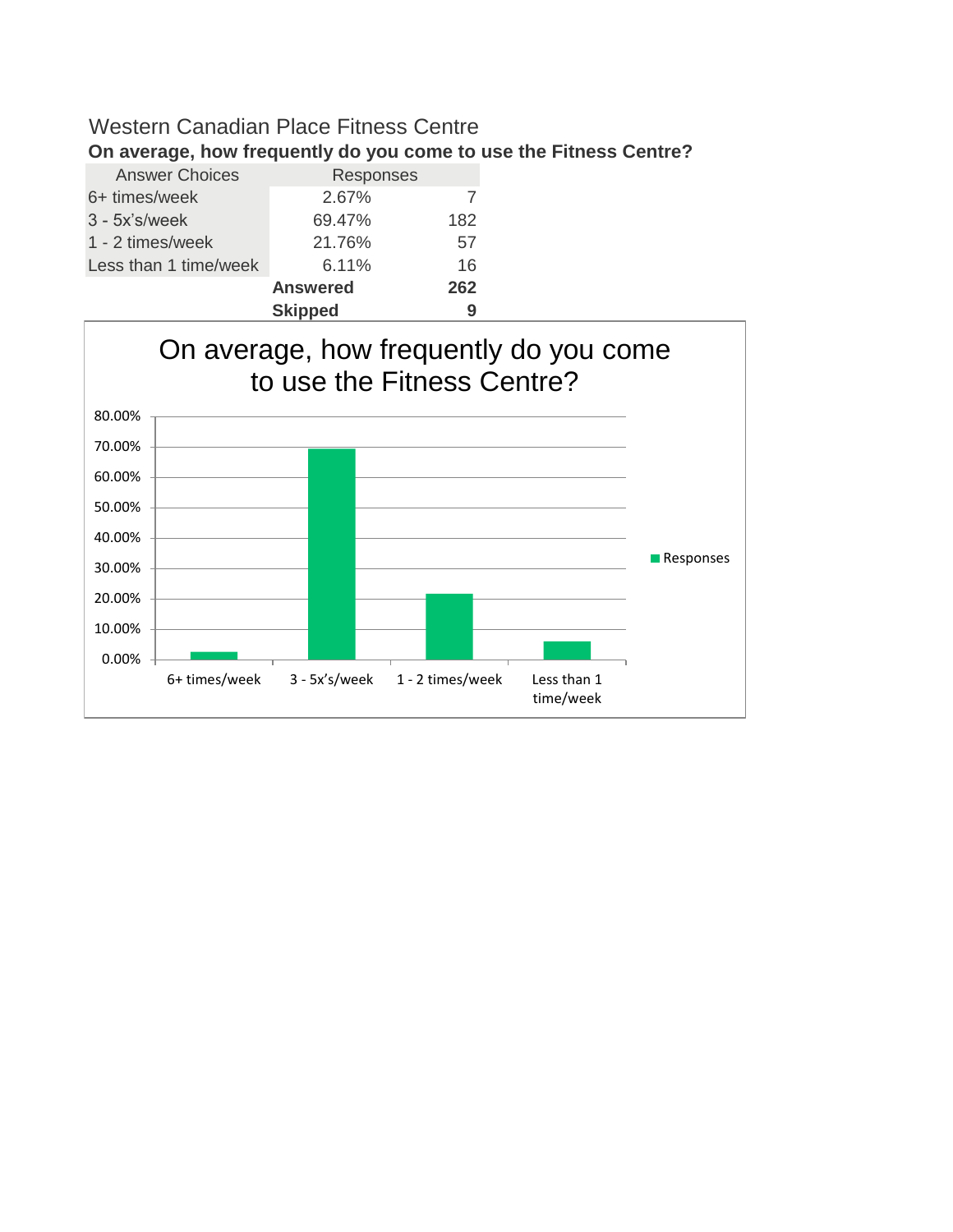Western Canadian Place Fitness Centre

**On average, how frequently do you come to use the Fitness Centre?**

| Answer Choices | Responses | |
|---|---|---|
| 6+ times/week | 2.67% | 7 |
| 3 - 5x's/week | 69.47% | 182 |
| 1 - 2 times/week | 21.76% | 57 |
| Less than 1 time/week | 6.11% | 16 |
| | **Answered** | **262** |
| | **Skipped** | **9** |

On average, how frequently do you come to use the Fitness Centre?

| | Responses |
|---|---|
| 6+ times/week | 2.67% |
| 3 - 5x's/week | 69.47% |
| 1 - 2 times/week | 21.76% |
| Less than 1 time/week | 6.11% |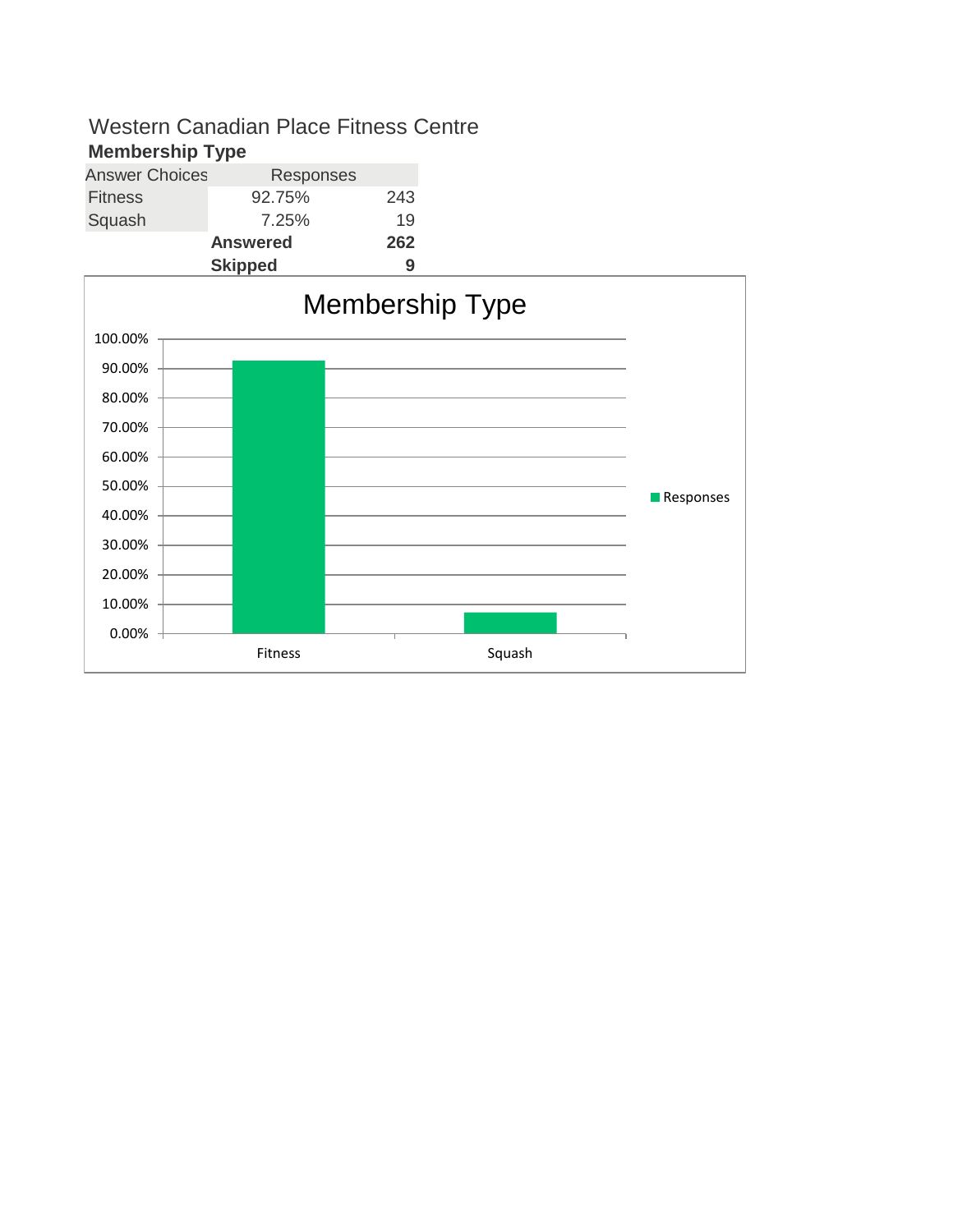# Western Canadian Place Fitness Centre

## Membership Type

| Answer Choices | Responses | |
|---|---|---|
| Fitness | 92.75% | 243 |
| Squash | 7.25% | 19 |
| | **Answered** | **262** |
| | **Skipped** | **9** |

Membership Type

| | Responses |
|---|---|
| Fitness | 92.75% |
| Squash | 7.25% |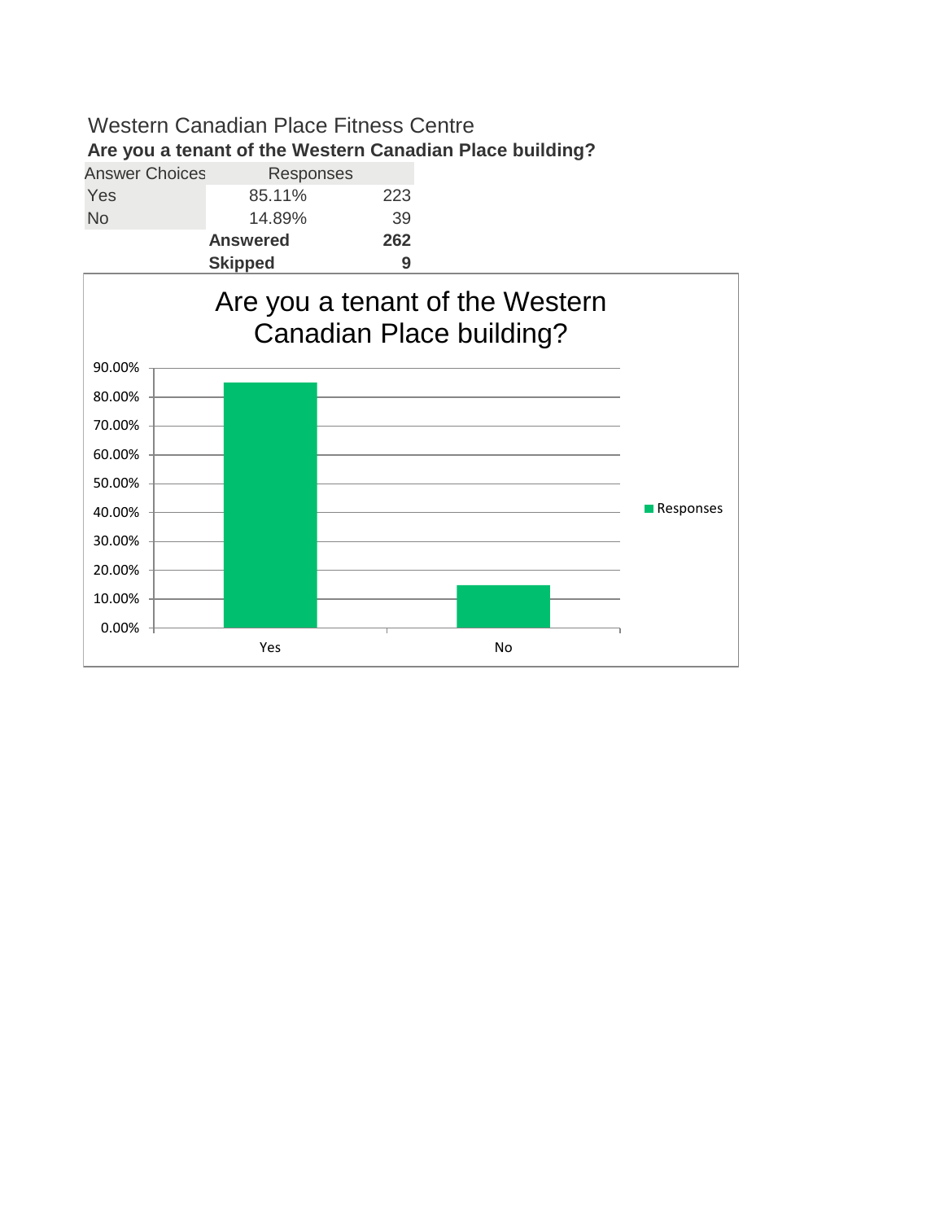Western Canadian Place Fitness Centre

**Are you a tenant of the Western Canadian Place building?**

| Answer Choices | Responses | |
|---|---|---|
| Yes | 85.11% | 223 |
| No | 14.89% | 39 |
| | **Answered** | **262** |
| | **Skipped** | **9** |

Are you a tenant of the Western Canadian Place building?

90.00%
80.00%
70.00%
60.00%
50.00%
40.00%
30.00%
20.00%
10.00%
0.00%

Yes
No

Responses